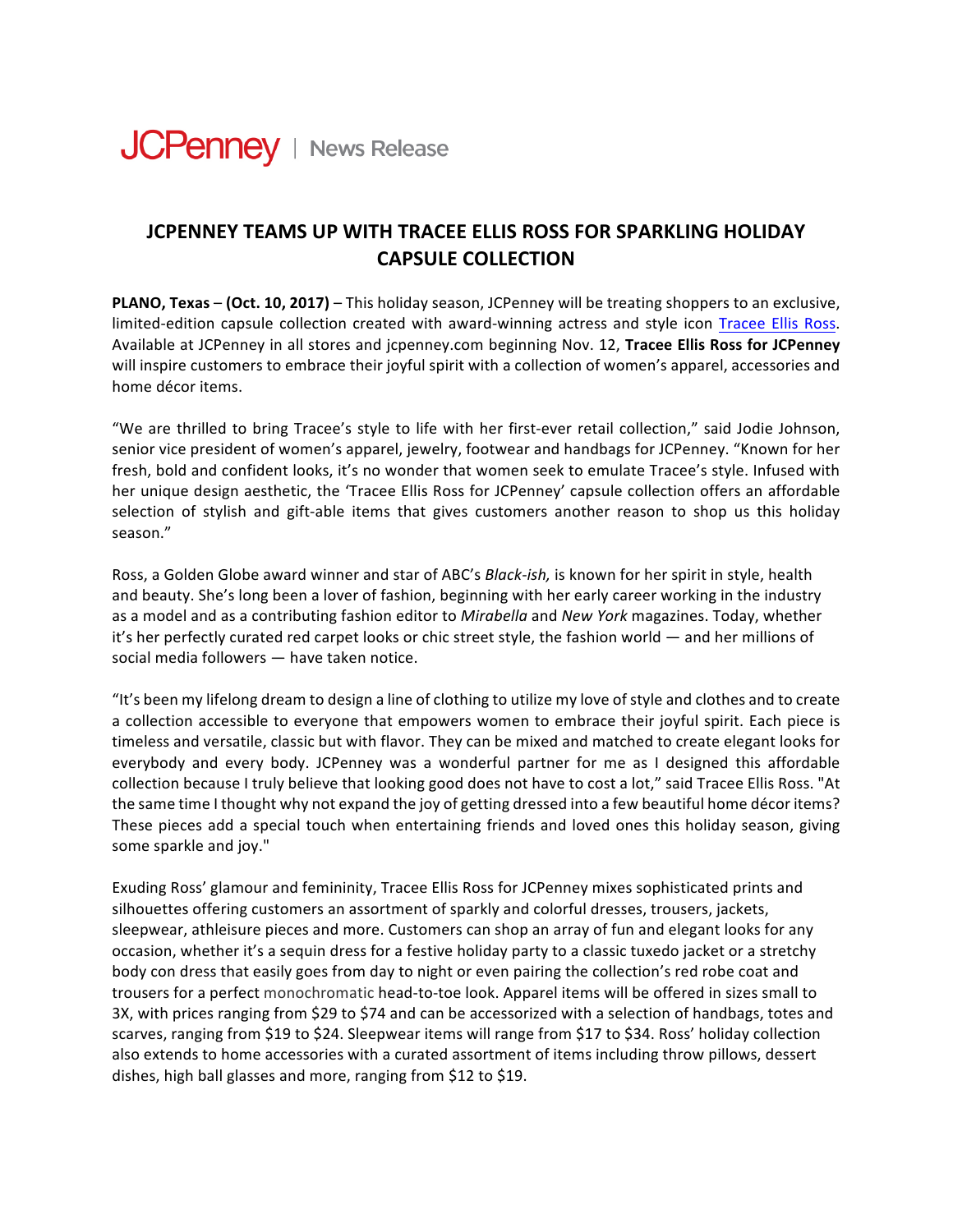JCPenney | News Release

# JCPENNEY TEAMS UP WITH TRACEE ELLIS ROSS FOR SPARKLING HOLIDAY CAPSULE COLLECTION

**PLANO, Texas** – **(Oct. 10, 2017)** – This holiday season, JCPenney will be treating shoppers to an exclusive, limited-edition capsule collection created with award-winning actress and style icon Tracee Ellis Ross. Available at JCPenney in all stores and jcpenney.com beginning Nov. 12, **Tracee Ellis Ross for JCPenney** will inspire customers to embrace their joyful spirit with a collection of women's apparel, accessories and home décor items.

"We are thrilled to bring Tracee's style to life with her first-ever retail collection," said Jodie Johnson, senior vice president of women's apparel, jewelry, footwear and handbags for JCPenney. "Known for her fresh, bold and confident looks, it's no wonder that women seek to emulate Tracee's style. Infused with her unique design aesthetic, the 'Tracee Ellis Ross for JCPenney' capsule collection offers an affordable selection of stylish and gift-able items that gives customers another reason to shop us this holiday season."

Ross, a Golden Globe award winner and star of ABC's *Black-ish,* is known for her spirit in style, health and beauty. She's long been a lover of fashion, beginning with her early career working in the industry as a model and as a contributing fashion editor to *Mirabella* and *New York* magazines. Today, whether it's her perfectly curated red carpet looks or chic street style, the fashion world — and her millions of social media followers — have taken notice.

"It's been my lifelong dream to design a line of clothing to utilize my love of style and clothes and to create a collection accessible to everyone that empowers women to embrace their joyful spirit. Each piece is timeless and versatile, classic but with flavor. They can be mixed and matched to create elegant looks for everybody and every body. JCPenney was a wonderful partner for me as I designed this affordable collection because I truly believe that looking good does not have to cost a lot," said Tracee Ellis Ross. "At the same time I thought why not expand the joy of getting dressed into a few beautiful home décor items? These pieces add a special touch when entertaining friends and loved ones this holiday season, giving some sparkle and joy."

Exuding Ross' glamour and femininity, Tracee Ellis Ross for JCPenney mixes sophisticated prints and silhouettes offering customers an assortment of sparkly and colorful dresses, trousers, jackets, sleepwear, athleisure pieces and more. Customers can shop an array of fun and elegant looks for any occasion, whether it's a sequin dress for a festive holiday party to a classic tuxedo jacket or a stretchy body con dress that easily goes from day to night or even pairing the collection's red robe coat and trousers for a perfect monochromatic head-to-toe look. Apparel items will be offered in sizes small to 3X, with prices ranging from $29 to $74 and can be accessorized with a selection of handbags, totes and scarves, ranging from $19 to $24. Sleepwear items will range from $17 to $34. Ross' holiday collection also extends to home accessories with a curated assortment of items including throw pillows, dessert dishes, high ball glasses and more, ranging from $12 to $19.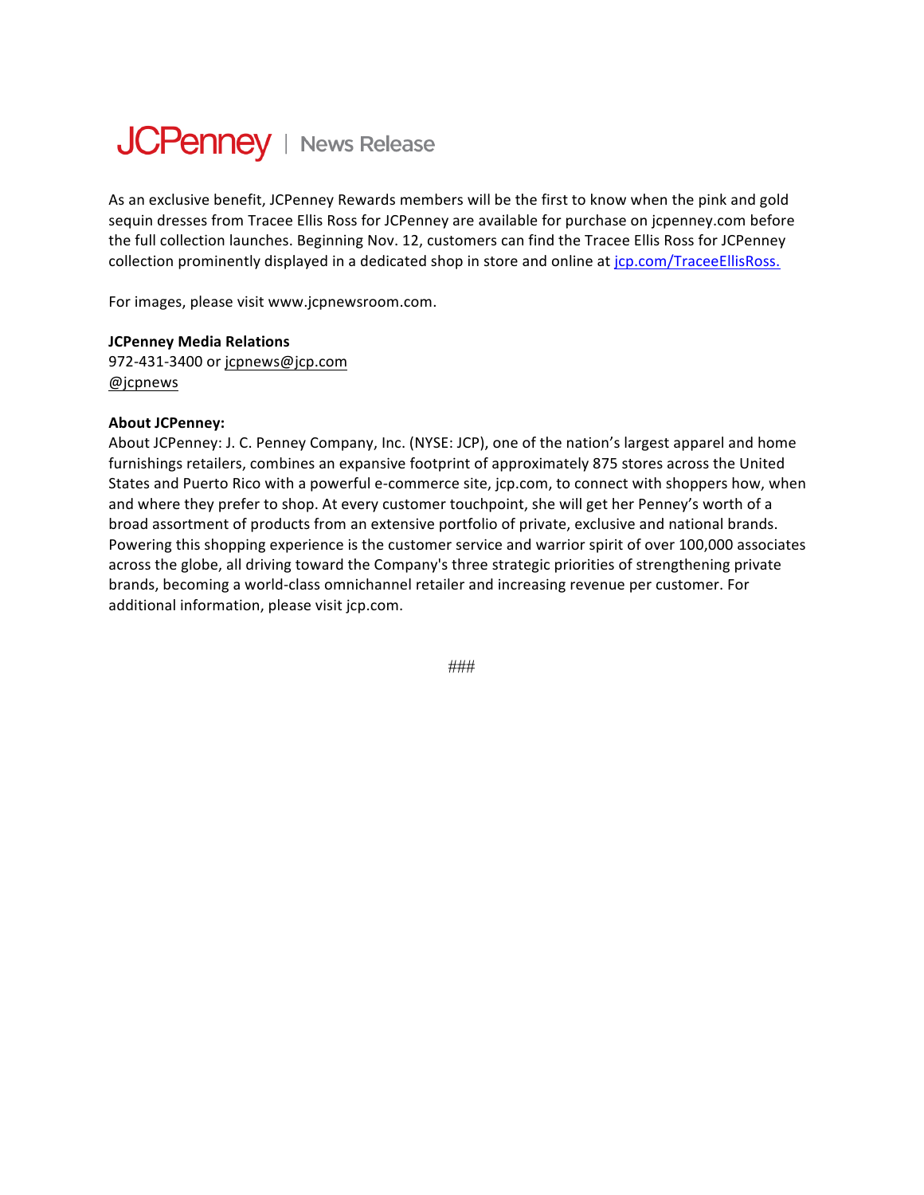JCPenney | News Release

As an exclusive benefit, JCPenney Rewards members will be the first to know when the pink and gold sequin dresses from Tracee Ellis Ross for JCPenney are available for purchase on jcpenney.com before the full collection launches. Beginning Nov. 12, customers can find the Tracee Ellis Ross for JCPenney collection prominently displayed in a dedicated shop in store and online at jcp.com/TraceeEllisRoss.

For images, please visit www.jcpnewsroom.com.

**JCPenney Media Relations**
972-431-3400 or jcpnews@jcp.com
@jcpnews

**About JCPenney:**
About JCPenney: J. C. Penney Company, Inc. (NYSE: JCP), one of the nation's largest apparel and home furnishings retailers, combines an expansive footprint of approximately 875 stores across the United States and Puerto Rico with a powerful e-commerce site, jcp.com, to connect with shoppers how, when and where they prefer to shop. At every customer touchpoint, she will get her Penney's worth of a broad assortment of products from an extensive portfolio of private, exclusive and national brands. Powering this shopping experience is the customer service and warrior spirit of over 100,000 associates across the globe, all driving toward the Company's three strategic priorities of strengthening private brands, becoming a world-class omnichannel retailer and increasing revenue per customer. For additional information, please visit jcp.com.

###